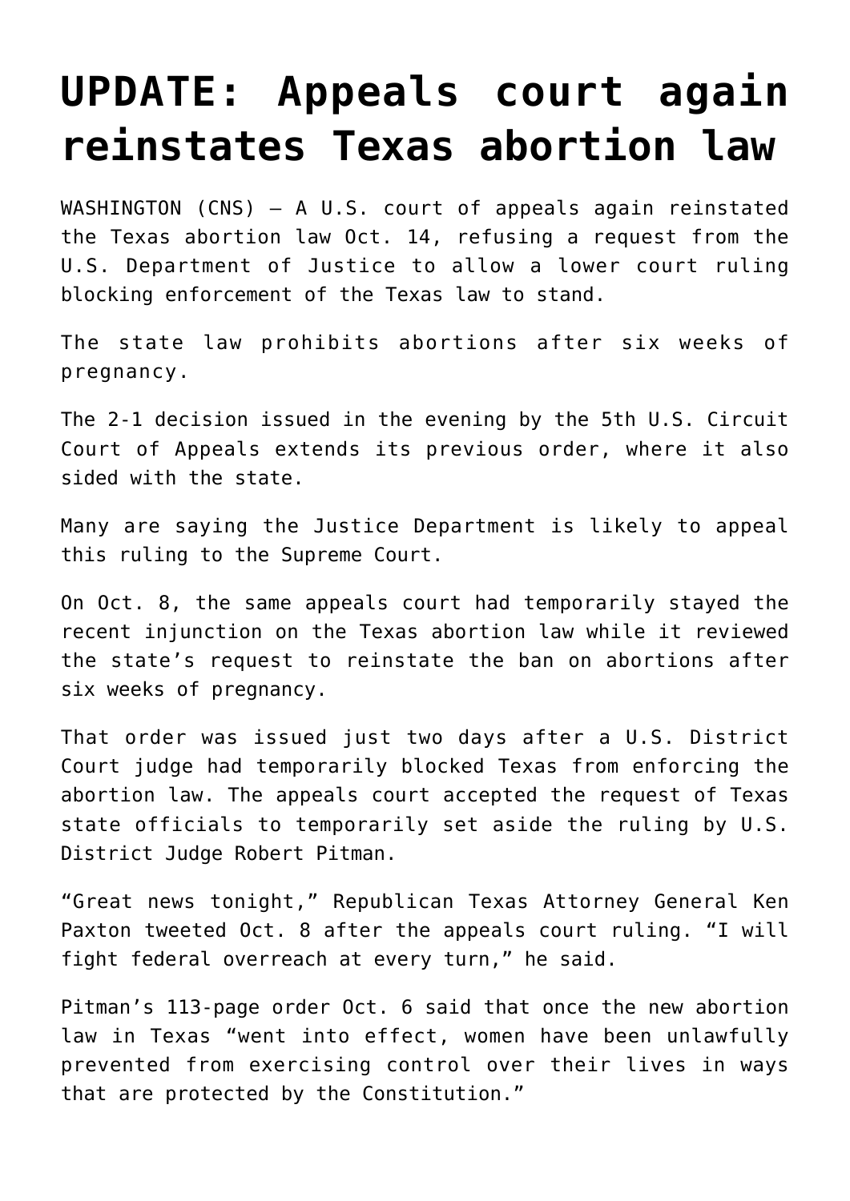# UPDATE: Appeals court again reinstates Texas abortion law

WASHINGTON (CNS) — A U.S. court of appeals again reinstated the Texas abortion law Oct. 14, refusing a request from the U.S. Department of Justice to allow a lower court ruling blocking enforcement of the Texas law to stand.

The state law prohibits abortions after six weeks of pregnancy.

The 2-1 decision issued in the evening by the 5th U.S. Circuit Court of Appeals extends its previous order, where it also sided with the state.

Many are saying the Justice Department is likely to appeal this ruling to the Supreme Court.

On Oct. 8, the same appeals court had temporarily stayed the recent injunction on the Texas abortion law while it reviewed the state's request to reinstate the ban on abortions after six weeks of pregnancy.

That order was issued just two days after a U.S. District Court judge had temporarily blocked Texas from enforcing the abortion law. The appeals court accepted the request of Texas state officials to temporarily set aside the ruling by U.S. District Judge Robert Pitman.

"Great news tonight," Republican Texas Attorney General Ken Paxton tweeted Oct. 8 after the appeals court ruling. "I will fight federal overreach at every turn," he said.

Pitman's 113-page order Oct. 6 said that once the new abortion law in Texas "went into effect, women have been unlawfully prevented from exercising control over their lives in ways that are protected by the Constitution."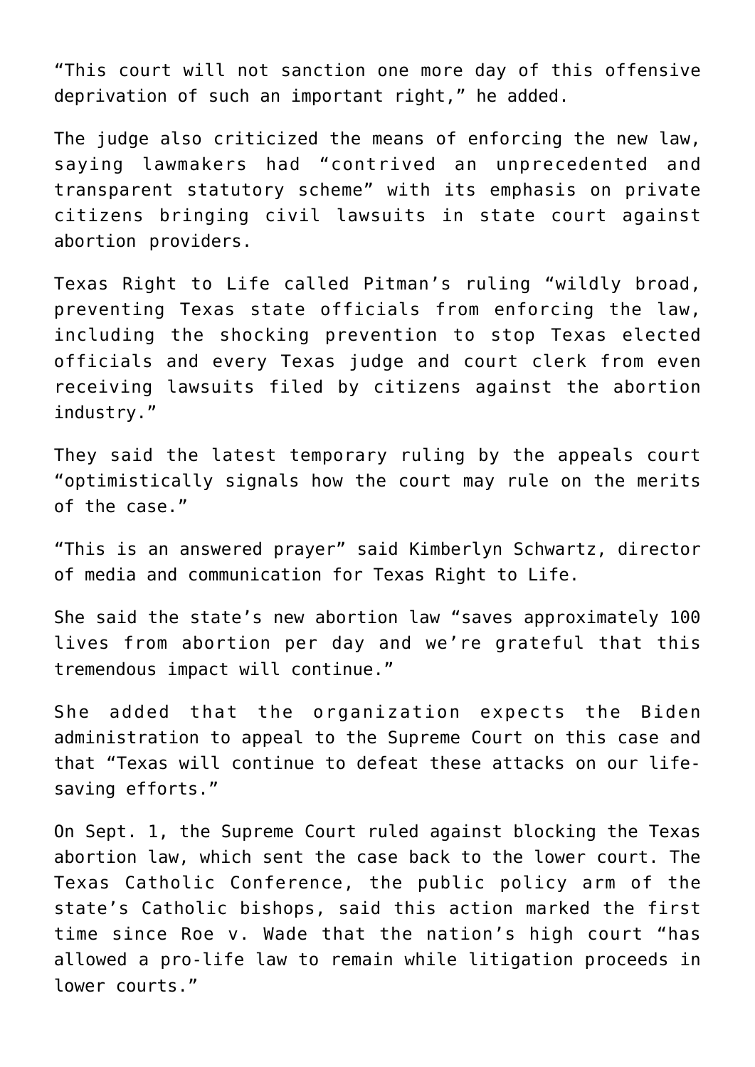"This court will not sanction one more day of this offensive deprivation of such an important right," he added.

The judge also criticized the means of enforcing the new law, saying lawmakers had "contrived an unprecedented and transparent statutory scheme" with its emphasis on private citizens bringing civil lawsuits in state court against abortion providers.

Texas Right to Life called Pitman's ruling "wildly broad, preventing Texas state officials from enforcing the law, including the shocking prevention to stop Texas elected officials and every Texas judge and court clerk from even receiving lawsuits filed by citizens against the abortion industry."

They said the latest temporary ruling by the appeals court "optimistically signals how the court may rule on the merits of the case."

"This is an answered prayer" said Kimberlyn Schwartz, director of media and communication for Texas Right to Life.

She said the state's new abortion law "saves approximately 100 lives from abortion per day and we're grateful that this tremendous impact will continue."

She added that the organization expects the Biden administration to appeal to the Supreme Court on this case and that "Texas will continue to defeat these attacks on our life-saving efforts."

On Sept. 1, the Supreme Court ruled against blocking the Texas abortion law, which sent the case back to the lower court. The Texas Catholic Conference, the public policy arm of the state's Catholic bishops, said this action marked the first time since Roe v. Wade that the nation's high court "has allowed a pro-life law to remain while litigation proceeds in lower courts."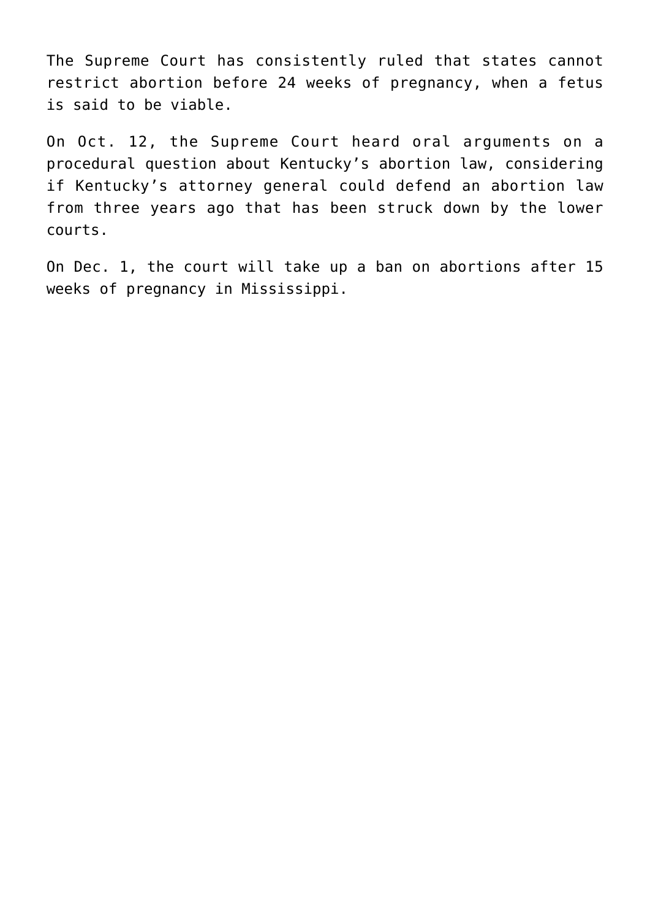The Supreme Court has consistently ruled that states cannot restrict abortion before 24 weeks of pregnancy, when a fetus is said to be viable.

On Oct. 12, the Supreme Court heard oral arguments on a procedural question about Kentucky's abortion law, considering if Kentucky's attorney general could defend an abortion law from three years ago that has been struck down by the lower courts.

On Dec. 1, the court will take up a ban on abortions after 15 weeks of pregnancy in Mississippi.